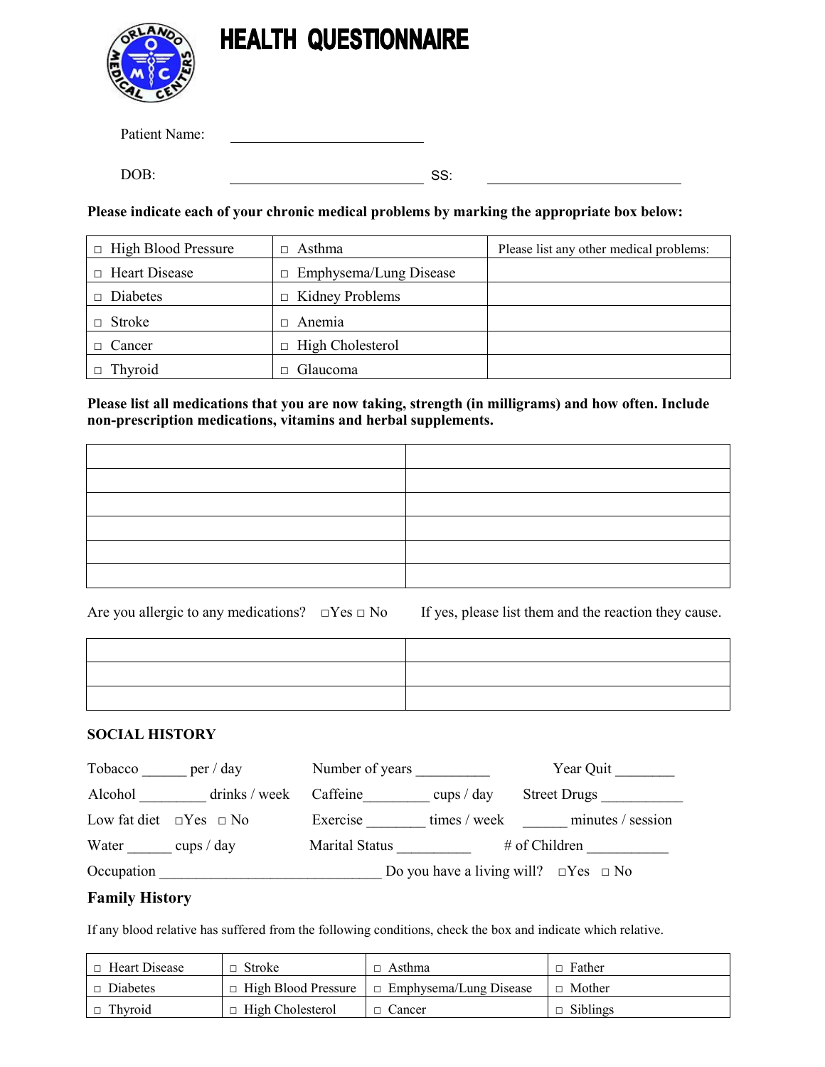# HEALTH QUESTIONNAIRE

Patient Name: ____________________________

DOB: ____________________________ SS: ____________________________

**Please indicate each of your chronic medical problems by marking the appropriate box below:**

| | | |
|---|---|---|
| □ High Blood Pressure | □ Asthma | Please list any other medical problems: |
| □ Heart Disease | □ Emphysema/Lung Disease | |
| □ Diabetes | □ Kidney Problems | |
| □ Stroke | □ Anemia | |
| □ Cancer | □ High Cholesterol | |
| □ Thyroid | □ Glaucoma | |

**Please list all medications that you are now taking, strength (in milligrams) and how often. Include non-prescription medications, vitamins and herbal supplements.**

| | |
|---|---|
| | |
| | |
| | |
| | |
| | |
| | |

Are you allergic to any medications? □Yes □ No    If yes, please list them and the reaction they cause.

| | |
|---|---|
| | |
| | |
| | |

**SOCIAL HISTORY**

Tobacco ______ per / day    Number of years __________    Year Quit ________

Alcohol _________ drinks / week    Caffeine_________ cups / day    Street Drugs ___________

Low fat diet □Yes □ No    Exercise ________ times / week    ______ minutes / session

Water ______ cups / day    Marital Status __________    # of Children ___________

Occupation ______________________________ Do you have a living will? □Yes □ No

## Family History

If any blood relative has suffered from the following conditions, check the box and indicate which relative.

| | | | |
|---|---|---|---|
| □ Heart Disease | □ Stroke | □ Asthma | □ Father |
| □ Diabetes | □ High Blood Pressure | □ Emphysema/Lung Disease | □ Mother |
| □ Thyroid | □ High Cholesterol | □ Cancer | □ Siblings |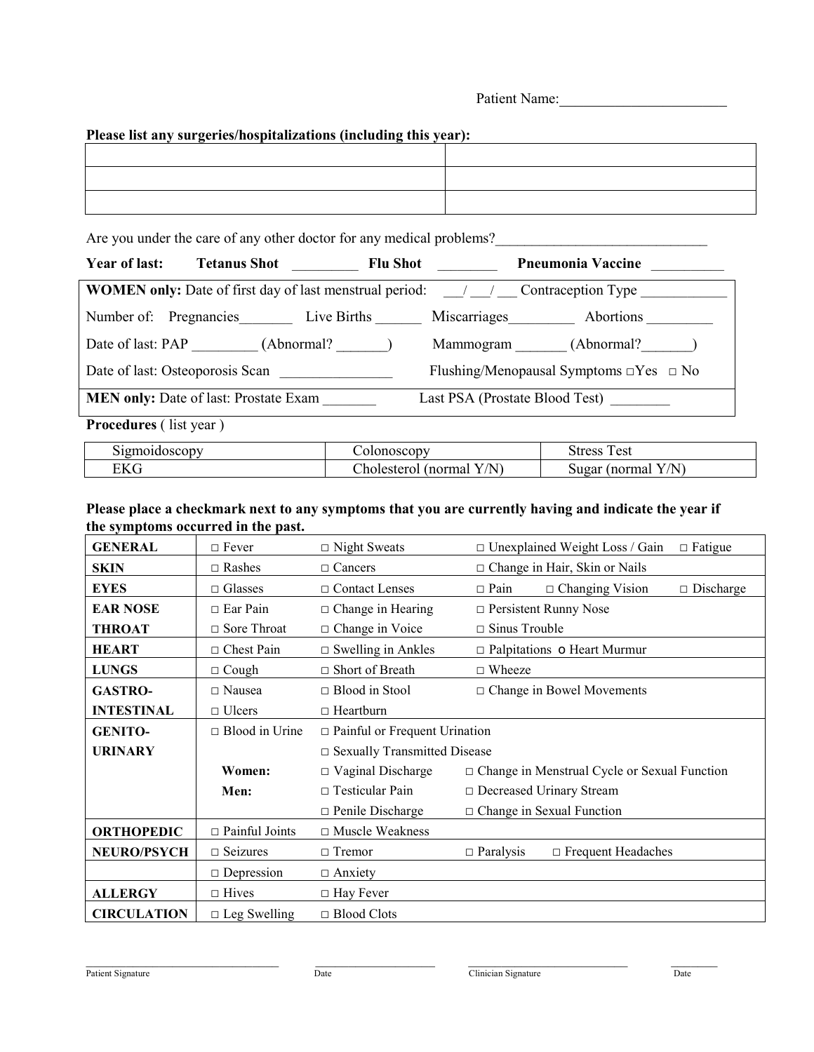Patient Name:______________________

**Please list any surgeries/hospitalizations (including this year):**

| | |
|---|---|
| | |
| | |
| | |

Are you under the care of any other doctor for any medical problems?____________________________

**Year of last:** **Tetanus Shot** _________ **Flu Shot** ________ **Pneumonia Vaccine** __________

**WOMEN only:** Date of first day of last menstrual period: ___/___/___ Contraception Type ____________

Number of: Pregnancies_______ Live Births ______ Miscarriages_________ Abortions _________

Date of last: PAP _________ (Abnormal? _______) Mammogram _______ (Abnormal?_______)

Date of last: Osteoporosis Scan _______________ Flushing/Menopausal Symptoms □Yes □ No

**MEN only:** Date of last: Prostate Exam _______ Last PSA (Prostate Blood Test) ________

**Procedures** ( list year )

| | | |
|---|---|---|
| Sigmoidoscopy | Colonoscopy | Stress Test |
| EKG | Cholesterol (normal Y/N) | Sugar (normal Y/N) |

**Please place a checkmark next to any symptoms that you are currently having and indicate the year if the symptoms occurred in the past.**

| | | | | |
|---|---|---|---|---|
| **GENERAL** | □ Fever | □ Night Sweats | □ Unexplained Weight Loss / Gain | □ Fatigue |
| **SKIN** | □ Rashes | □ Cancers | □ Change in Hair, Skin or Nails | |
| **EYES** | □ Glasses | □ Contact Lenses | □ Pain □ Changing Vision | □ Discharge |
| **EAR NOSE** | □ Ear Pain | □ Change in Hearing | □ Persistent Runny Nose | |
| **THROAT** | □ Sore Throat | □ Change in Voice | □ Sinus Trouble | |
| **HEART** | □ Chest Pain | □ Swelling in Ankles | □ Palpitations o Heart Murmur | |
| **LUNGS** | □ Cough | □ Short of Breath | □ Wheeze | |
| **GASTRO-** | □ Nausea | □ Blood in Stool | □ Change in Bowel Movements | |
| **INTESTINAL** | □ Ulcers | □ Heartburn | | |
| **GENITO-** | □ Blood in Urine | □ Painful or Frequent Urination | | |
| **URINARY** | | □ Sexually Transmitted Disease | | |
| | **Women:** | □ Vaginal Discharge | □ Change in Menstrual Cycle or Sexual Function | |
| | **Men:** | □ Testicular Pain | □ Decreased Urinary Stream | |
| | | □ Penile Discharge | □ Change in Sexual Function | |
| **ORTHOPEDIC** | □ Painful Joints | □ Muscle Weakness | | |
| **NEURO/PSYCH** | □ Seizures | □ Tremor | □ Paralysis □ Frequent Headaches | |
| | □ Depression | □ Anxiety | | |
| **ALLERGY** | □ Hives | □ Hay Fever | | |
| **CIRCULATION** | □ Leg Swelling | □ Blood Clots | | |

_______________________________ Patient Signature ____________________ Date ____________________________ Clinician Signature _________ Date